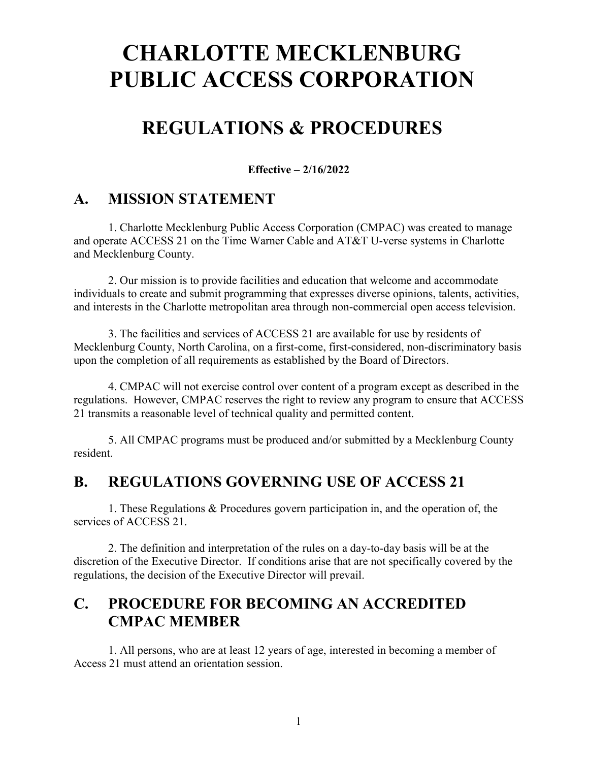# CHARLOTTE MECKLENBURG PUBLIC ACCESS CORPORATION

# REGULATIONS & PROCEDURES

**Effective – 2/16/2022**

## A. MISSION STATEMENT

1. Charlotte Mecklenburg Public Access Corporation (CMPAC) was created to manage and operate ACCESS 21 on the Time Warner Cable and AT&T U-verse systems in Charlotte and Mecklenburg County.

2. Our mission is to provide facilities and education that welcome and accommodate individuals to create and submit programming that expresses diverse opinions, talents, activities, and interests in the Charlotte metropolitan area through non-commercial open access television.

3. The facilities and services of ACCESS 21 are available for use by residents of Mecklenburg County, North Carolina, on a first-come, first-considered, non-discriminatory basis upon the completion of all requirements as established by the Board of Directors.

4. CMPAC will not exercise control over content of a program except as described in the regulations. However, CMPAC reserves the right to review any program to ensure that ACCESS 21 transmits a reasonable level of technical quality and permitted content.

5. All CMPAC programs must be produced and/or submitted by a Mecklenburg County resident.

## B. REGULATIONS GOVERNING USE OF ACCESS 21

1. These Regulations & Procedures govern participation in, and the operation of, the services of ACCESS 21.

2. The definition and interpretation of the rules on a day-to-day basis will be at the discretion of the Executive Director. If conditions arise that are not specifically covered by the regulations, the decision of the Executive Director will prevail.

## C. PROCEDURE FOR BECOMING AN ACCREDITED CMPAC MEMBER

1. All persons, who are at least 12 years of age, interested in becoming a member of Access 21 must attend an orientation session.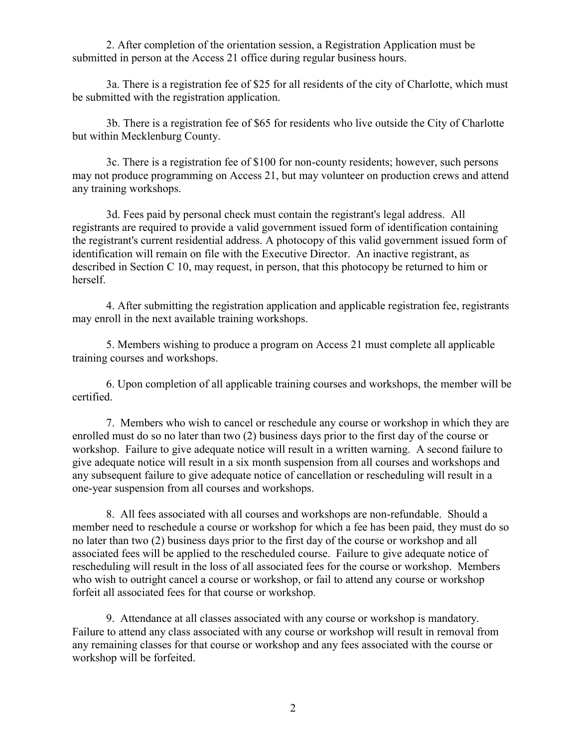2. After completion of the orientation session, a Registration Application must be submitted in person at the Access 21 office during regular business hours.

3a. There is a registration fee of $25 for all residents of the city of Charlotte, which must be submitted with the registration application.

3b. There is a registration fee of $65 for residents who live outside the City of Charlotte but within Mecklenburg County.

3c. There is a registration fee of $100 for non-county residents; however, such persons may not produce programming on Access 21, but may volunteer on production crews and attend any training workshops.

3d. Fees paid by personal check must contain the registrant's legal address. All registrants are required to provide a valid government issued form of identification containing the registrant's current residential address. A photocopy of this valid government issued form of identification will remain on file with the Executive Director. An inactive registrant, as described in Section C 10, may request, in person, that this photocopy be returned to him or herself.

4. After submitting the registration application and applicable registration fee, registrants may enroll in the next available training workshops.

5. Members wishing to produce a program on Access 21 must complete all applicable training courses and workshops.

6. Upon completion of all applicable training courses and workshops, the member will be certified.

7. Members who wish to cancel or reschedule any course or workshop in which they are enrolled must do so no later than two (2) business days prior to the first day of the course or workshop. Failure to give adequate notice will result in a written warning. A second failure to give adequate notice will result in a six month suspension from all courses and workshops and any subsequent failure to give adequate notice of cancellation or rescheduling will result in a one-year suspension from all courses and workshops.

8. All fees associated with all courses and workshops are non-refundable. Should a member need to reschedule a course or workshop for which a fee has been paid, they must do so no later than two (2) business days prior to the first day of the course or workshop and all associated fees will be applied to the rescheduled course. Failure to give adequate notice of rescheduling will result in the loss of all associated fees for the course or workshop. Members who wish to outright cancel a course or workshop, or fail to attend any course or workshop forfeit all associated fees for that course or workshop.

9. Attendance at all classes associated with any course or workshop is mandatory. Failure to attend any class associated with any course or workshop will result in removal from any remaining classes for that course or workshop and any fees associated with the course or workshop will be forfeited.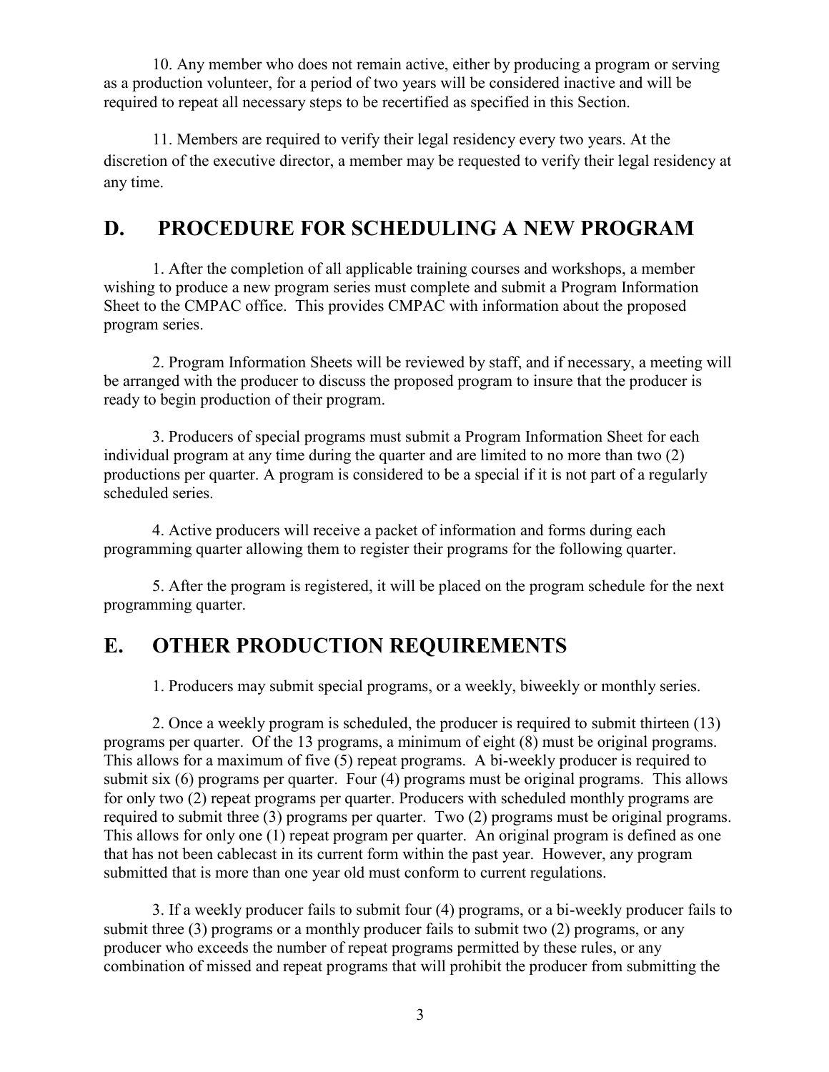10. Any member who does not remain active, either by producing a program or serving as a production volunteer, for a period of two years will be considered inactive and will be required to repeat all necessary steps to be recertified as specified in this Section.

11. Members are required to verify their legal residency every two years. At the discretion of the executive director, a member may be requested to verify their legal residency at any time.

## D. PROCEDURE FOR SCHEDULING A NEW PROGRAM

1. After the completion of all applicable training courses and workshops, a member wishing to produce a new program series must complete and submit a Program Information Sheet to the CMPAC office. This provides CMPAC with information about the proposed program series.

2. Program Information Sheets will be reviewed by staff, and if necessary, a meeting will be arranged with the producer to discuss the proposed program to insure that the producer is ready to begin production of their program.

3. Producers of special programs must submit a Program Information Sheet for each individual program at any time during the quarter and are limited to no more than two (2) productions per quarter. A program is considered to be a special if it is not part of a regularly scheduled series.

4. Active producers will receive a packet of information and forms during each programming quarter allowing them to register their programs for the following quarter.

5. After the program is registered, it will be placed on the program schedule for the next programming quarter.

## E. OTHER PRODUCTION REQUIREMENTS

1. Producers may submit special programs, or a weekly, biweekly or monthly series.

2. Once a weekly program is scheduled, the producer is required to submit thirteen (13) programs per quarter. Of the 13 programs, a minimum of eight (8) must be original programs. This allows for a maximum of five (5) repeat programs. A bi-weekly producer is required to submit six (6) programs per quarter. Four (4) programs must be original programs. This allows for only two (2) repeat programs per quarter. Producers with scheduled monthly programs are required to submit three (3) programs per quarter. Two (2) programs must be original programs. This allows for only one (1) repeat program per quarter. An original program is defined as one that has not been cablecast in its current form within the past year. However, any program submitted that is more than one year old must conform to current regulations.

3. If a weekly producer fails to submit four (4) programs, or a bi-weekly producer fails to submit three (3) programs or a monthly producer fails to submit two (2) programs, or any producer who exceeds the number of repeat programs permitted by these rules, or any combination of missed and repeat programs that will prohibit the producer from submitting the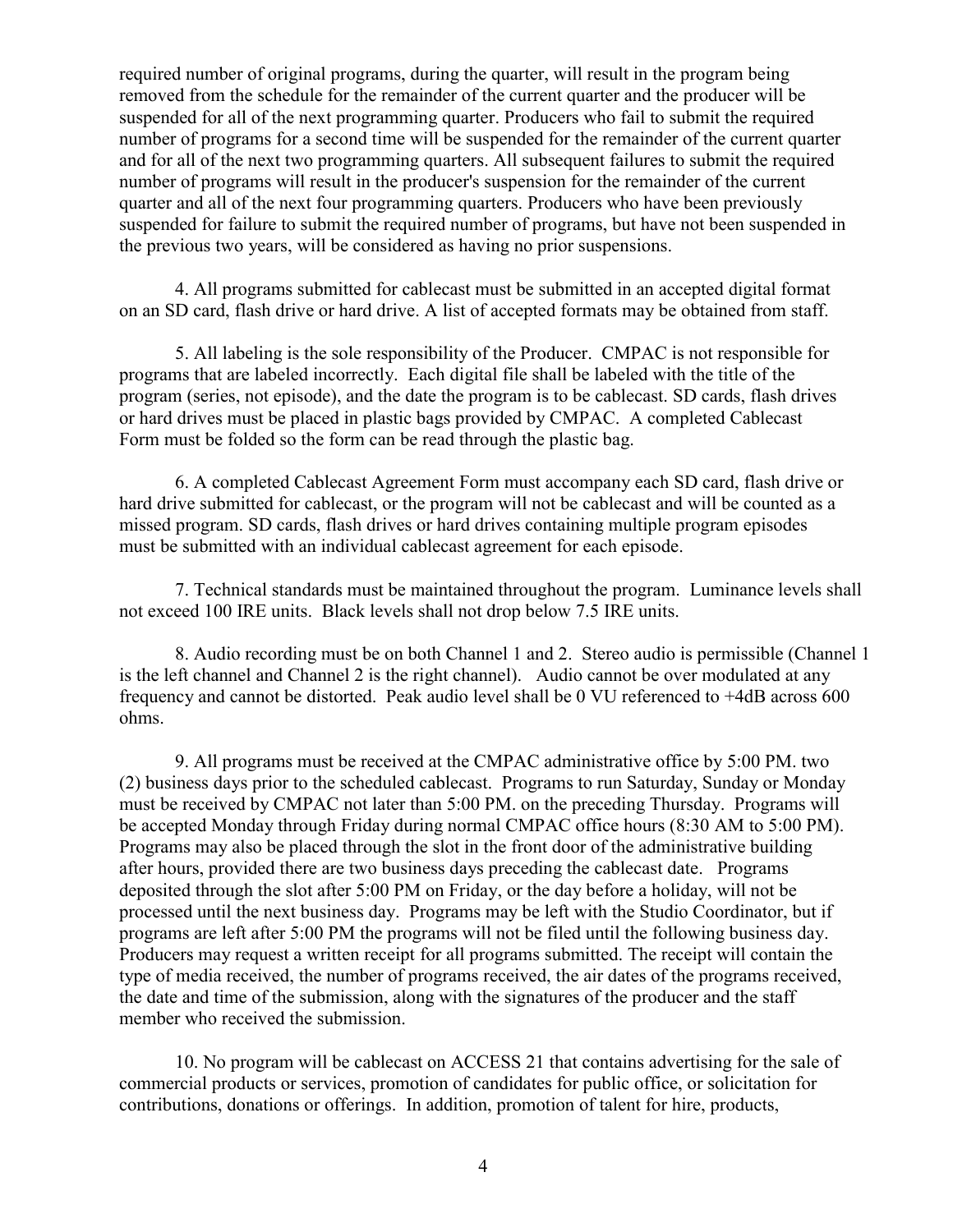required number of original programs, during the quarter, will result in the program being removed from the schedule for the remainder of the current quarter and the producer will be suspended for all of the next programming quarter. Producers who fail to submit the required number of programs for a second time will be suspended for the remainder of the current quarter and for all of the next two programming quarters. All subsequent failures to submit the required number of programs will result in the producer's suspension for the remainder of the current quarter and all of the next four programming quarters. Producers who have been previously suspended for failure to submit the required number of programs, but have not been suspended in the previous two years, will be considered as having no prior suspensions.

4. All programs submitted for cablecast must be submitted in an accepted digital format on an SD card, flash drive or hard drive. A list of accepted formats may be obtained from staff.

5. All labeling is the sole responsibility of the Producer. CMPAC is not responsible for programs that are labeled incorrectly. Each digital file shall be labeled with the title of the program (series, not episode), and the date the program is to be cablecast. SD cards, flash drives or hard drives must be placed in plastic bags provided by CMPAC. A completed Cablecast Form must be folded so the form can be read through the plastic bag.

6. A completed Cablecast Agreement Form must accompany each SD card, flash drive or hard drive submitted for cablecast, or the program will not be cablecast and will be counted as a missed program. SD cards, flash drives or hard drives containing multiple program episodes must be submitted with an individual cablecast agreement for each episode.

7. Technical standards must be maintained throughout the program. Luminance levels shall not exceed 100 IRE units. Black levels shall not drop below 7.5 IRE units.

8. Audio recording must be on both Channel 1 and 2. Stereo audio is permissible (Channel 1 is the left channel and Channel 2 is the right channel). Audio cannot be over modulated at any frequency and cannot be distorted. Peak audio level shall be 0 VU referenced to +4dB across 600 ohms.

9. All programs must be received at the CMPAC administrative office by 5:00 PM. two (2) business days prior to the scheduled cablecast. Programs to run Saturday, Sunday or Monday must be received by CMPAC not later than 5:00 PM. on the preceding Thursday. Programs will be accepted Monday through Friday during normal CMPAC office hours (8:30 AM to 5:00 PM). Programs may also be placed through the slot in the front door of the administrative building after hours, provided there are two business days preceding the cablecast date. Programs deposited through the slot after 5:00 PM on Friday, or the day before a holiday, will not be processed until the next business day. Programs may be left with the Studio Coordinator, but if programs are left after 5:00 PM the programs will not be filed until the following business day. Producers may request a written receipt for all programs submitted. The receipt will contain the type of media received, the number of programs received, the air dates of the programs received, the date and time of the submission, along with the signatures of the producer and the staff member who received the submission.

10. No program will be cablecast on ACCESS 21 that contains advertising for the sale of commercial products or services, promotion of candidates for public office, or solicitation for contributions, donations or offerings. In addition, promotion of talent for hire, products,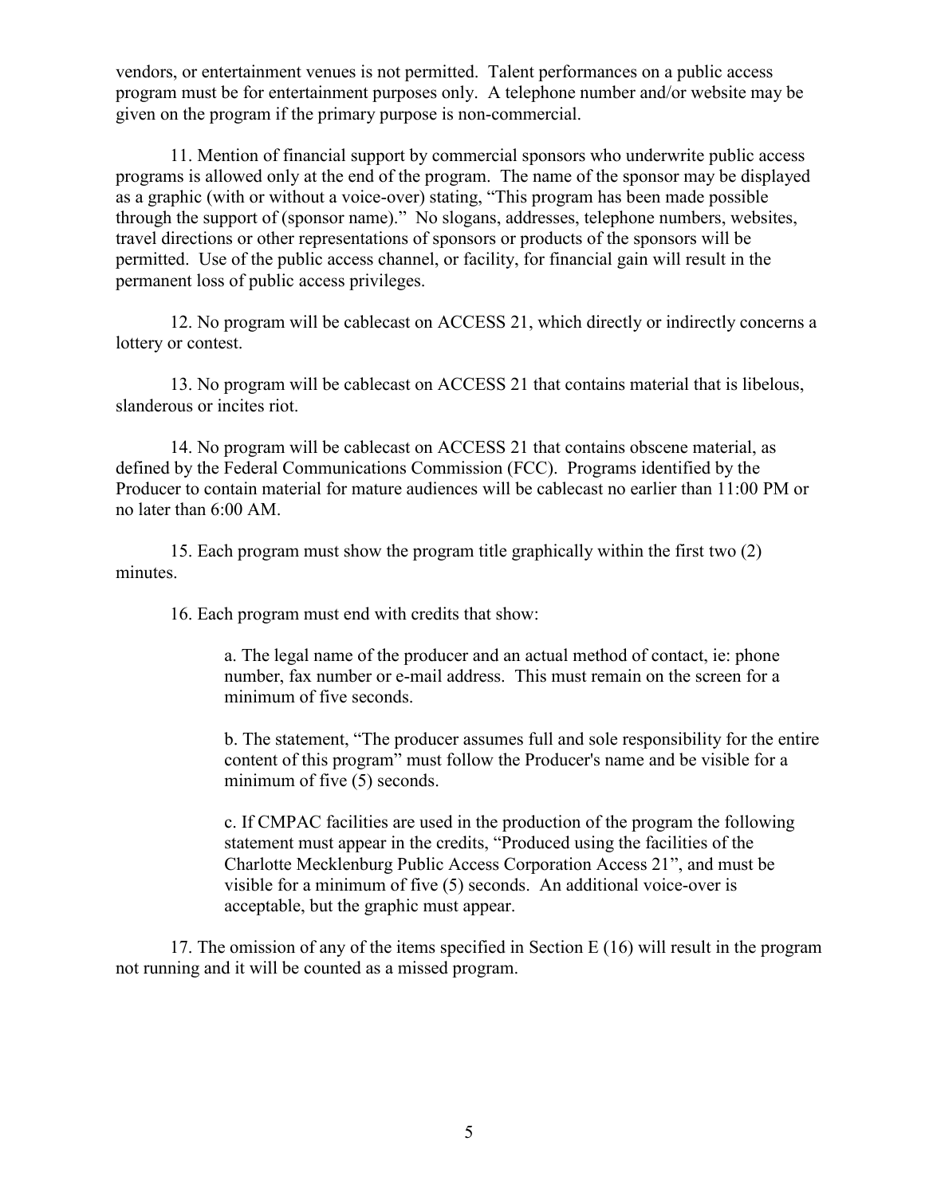vendors, or entertainment venues is not permitted. Talent performances on a public access program must be for entertainment purposes only. A telephone number and/or website may be given on the program if the primary purpose is non-commercial.

11. Mention of financial support by commercial sponsors who underwrite public access programs is allowed only at the end of the program. The name of the sponsor may be displayed as a graphic (with or without a voice-over) stating, "This program has been made possible through the support of (sponsor name)." No slogans, addresses, telephone numbers, websites, travel directions or other representations of sponsors or products of the sponsors will be permitted. Use of the public access channel, or facility, for financial gain will result in the permanent loss of public access privileges.

12. No program will be cablecast on ACCESS 21, which directly or indirectly concerns a lottery or contest.

13. No program will be cablecast on ACCESS 21 that contains material that is libelous, slanderous or incites riot.

14. No program will be cablecast on ACCESS 21 that contains obscene material, as defined by the Federal Communications Commission (FCC). Programs identified by the Producer to contain material for mature audiences will be cablecast no earlier than 11:00 PM or no later than 6:00 AM.

15. Each program must show the program title graphically within the first two (2) minutes.

16. Each program must end with credits that show:

> a. The legal name of the producer and an actual method of contact, ie: phone number, fax number or e-mail address. This must remain on the screen for a minimum of five seconds.
>
> b. The statement, "The producer assumes full and sole responsibility for the entire content of this program" must follow the Producer's name and be visible for a minimum of five (5) seconds.
>
> c. If CMPAC facilities are used in the production of the program the following statement must appear in the credits, "Produced using the facilities of the Charlotte Mecklenburg Public Access Corporation Access 21", and must be visible for a minimum of five (5) seconds. An additional voice-over is acceptable, but the graphic must appear.

17. The omission of any of the items specified in Section E (16) will result in the program not running and it will be counted as a missed program.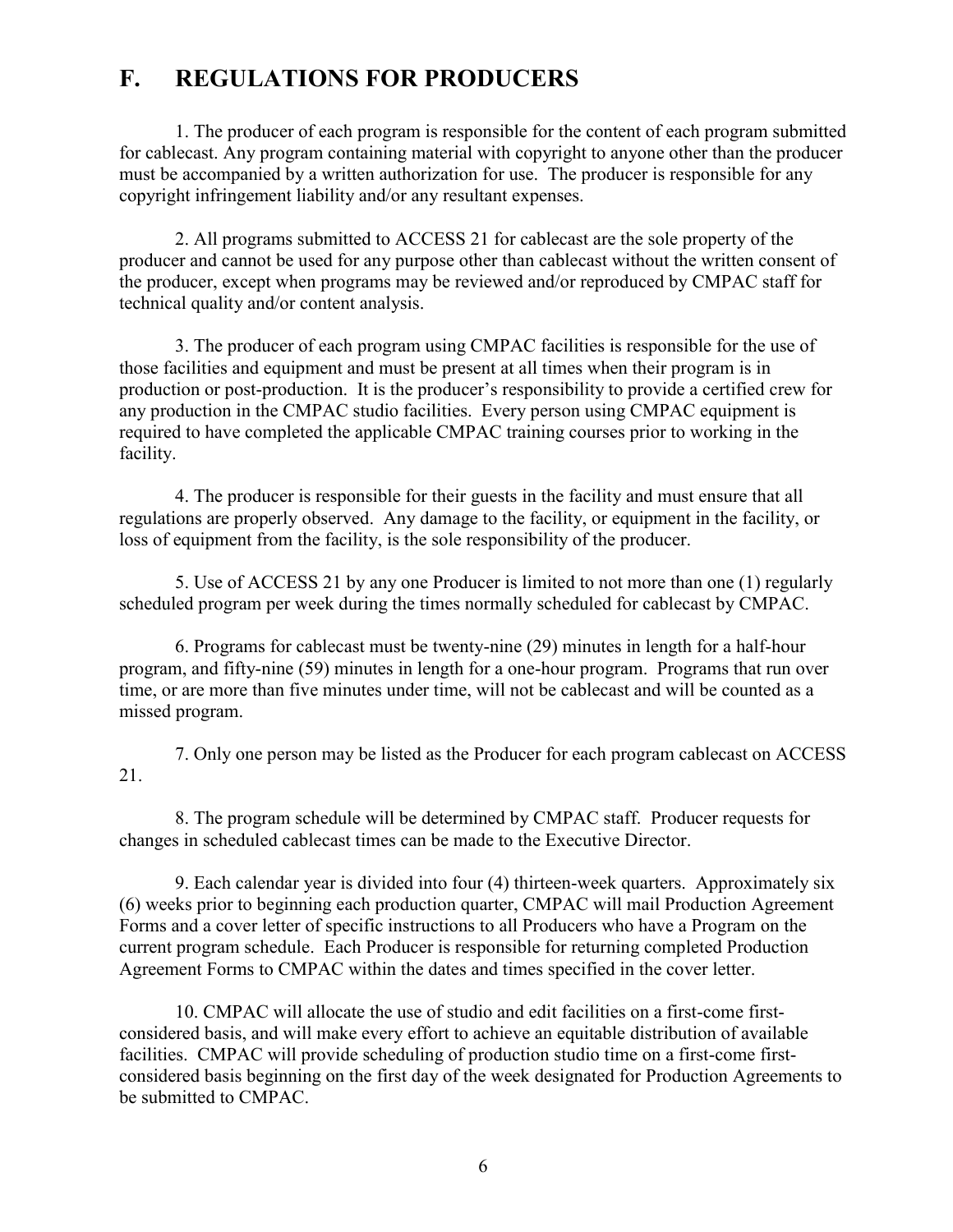## F. REGULATIONS FOR PRODUCERS

1. The producer of each program is responsible for the content of each program submitted for cablecast. Any program containing material with copyright to anyone other than the producer must be accompanied by a written authorization for use. The producer is responsible for any copyright infringement liability and/or any resultant expenses.

2. All programs submitted to ACCESS 21 for cablecast are the sole property of the producer and cannot be used for any purpose other than cablecast without the written consent of the producer, except when programs may be reviewed and/or reproduced by CMPAC staff for technical quality and/or content analysis.

3. The producer of each program using CMPAC facilities is responsible for the use of those facilities and equipment and must be present at all times when their program is in production or post-production. It is the producer's responsibility to provide a certified crew for any production in the CMPAC studio facilities. Every person using CMPAC equipment is required to have completed the applicable CMPAC training courses prior to working in the facility.

4. The producer is responsible for their guests in the facility and must ensure that all regulations are properly observed. Any damage to the facility, or equipment in the facility, or loss of equipment from the facility, is the sole responsibility of the producer.

5. Use of ACCESS 21 by any one Producer is limited to not more than one (1) regularly scheduled program per week during the times normally scheduled for cablecast by CMPAC.

6. Programs for cablecast must be twenty-nine (29) minutes in length for a half-hour program, and fifty-nine (59) minutes in length for a one-hour program. Programs that run over time, or are more than five minutes under time, will not be cablecast and will be counted as a missed program.

7. Only one person may be listed as the Producer for each program cablecast on ACCESS 21.

8. The program schedule will be determined by CMPAC staff. Producer requests for changes in scheduled cablecast times can be made to the Executive Director.

9. Each calendar year is divided into four (4) thirteen-week quarters. Approximately six (6) weeks prior to beginning each production quarter, CMPAC will mail Production Agreement Forms and a cover letter of specific instructions to all Producers who have a Program on the current program schedule. Each Producer is responsible for returning completed Production Agreement Forms to CMPAC within the dates and times specified in the cover letter.

10. CMPAC will allocate the use of studio and edit facilities on a first-come first-considered basis, and will make every effort to achieve an equitable distribution of available facilities. CMPAC will provide scheduling of production studio time on a first-come first-considered basis beginning on the first day of the week designated for Production Agreements to be submitted to CMPAC.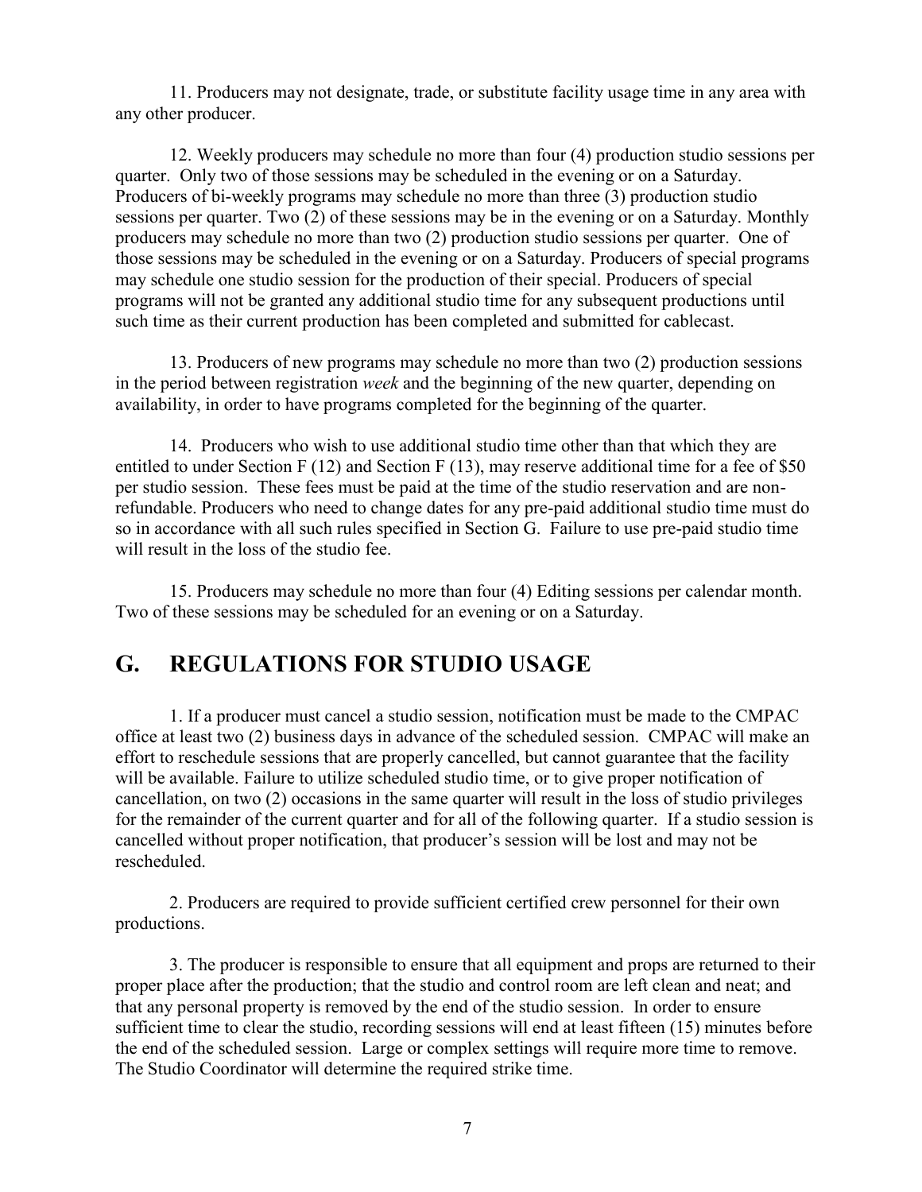11. Producers may not designate, trade, or substitute facility usage time in any area with any other producer.

12. Weekly producers may schedule no more than four (4) production studio sessions per quarter. Only two of those sessions may be scheduled in the evening or on a Saturday. Producers of bi-weekly programs may schedule no more than three (3) production studio sessions per quarter. Two (2) of these sessions may be in the evening or on a Saturday. Monthly producers may schedule no more than two (2) production studio sessions per quarter. One of those sessions may be scheduled in the evening or on a Saturday. Producers of special programs may schedule one studio session for the production of their special. Producers of special programs will not be granted any additional studio time for any subsequent productions until such time as their current production has been completed and submitted for cablecast.

13. Producers of new programs may schedule no more than two (2) production sessions in the period between registration *week* and the beginning of the new quarter, depending on availability, in order to have programs completed for the beginning of the quarter.

14. Producers who wish to use additional studio time other than that which they are entitled to under Section F (12) and Section F (13), may reserve additional time for a fee of $50 per studio session. These fees must be paid at the time of the studio reservation and are non-refundable. Producers who need to change dates for any pre-paid additional studio time must do so in accordance with all such rules specified in Section G. Failure to use pre-paid studio time will result in the loss of the studio fee.

15. Producers may schedule no more than four (4) Editing sessions per calendar month. Two of these sessions may be scheduled for an evening or on a Saturday.

## G. REGULATIONS FOR STUDIO USAGE

1. If a producer must cancel a studio session, notification must be made to the CMPAC office at least two (2) business days in advance of the scheduled session. CMPAC will make an effort to reschedule sessions that are properly cancelled, but cannot guarantee that the facility will be available. Failure to utilize scheduled studio time, or to give proper notification of cancellation, on two (2) occasions in the same quarter will result in the loss of studio privileges for the remainder of the current quarter and for all of the following quarter. If a studio session is cancelled without proper notification, that producer's session will be lost and may not be rescheduled.

2. Producers are required to provide sufficient certified crew personnel for their own productions.

3. The producer is responsible to ensure that all equipment and props are returned to their proper place after the production; that the studio and control room are left clean and neat; and that any personal property is removed by the end of the studio session. In order to ensure sufficient time to clear the studio, recording sessions will end at least fifteen (15) minutes before the end of the scheduled session. Large or complex settings will require more time to remove. The Studio Coordinator will determine the required strike time.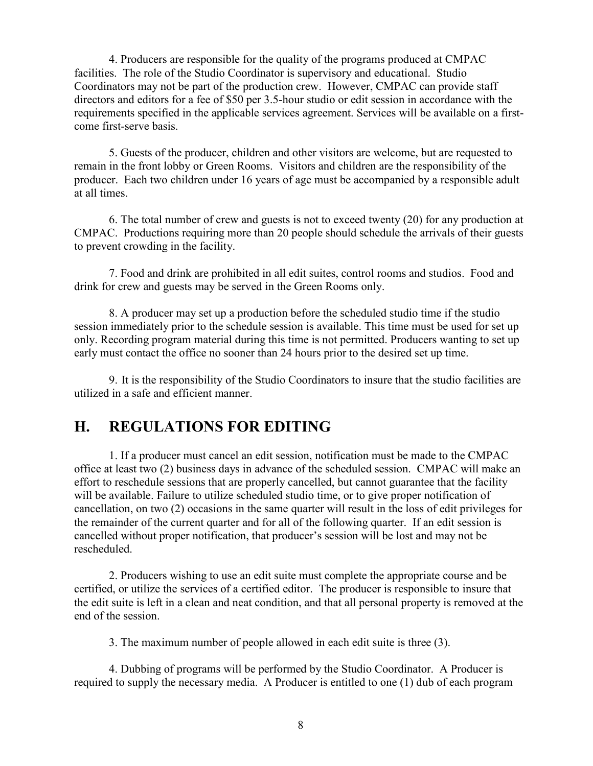4. Producers are responsible for the quality of the programs produced at CMPAC facilities. The role of the Studio Coordinator is supervisory and educational. Studio Coordinators may not be part of the production crew. However, CMPAC can provide staff directors and editors for a fee of $50 per 3.5-hour studio or edit session in accordance with the requirements specified in the applicable services agreement. Services will be available on a first-come first-serve basis.

5. Guests of the producer, children and other visitors are welcome, but are requested to remain in the front lobby or Green Rooms. Visitors and children are the responsibility of the producer. Each two children under 16 years of age must be accompanied by a responsible adult at all times.

6. The total number of crew and guests is not to exceed twenty (20) for any production at CMPAC. Productions requiring more than 20 people should schedule the arrivals of their guests to prevent crowding in the facility.

7. Food and drink are prohibited in all edit suites, control rooms and studios. Food and drink for crew and guests may be served in the Green Rooms only.

8. A producer may set up a production before the scheduled studio time if the studio session immediately prior to the schedule session is available. This time must be used for set up only. Recording program material during this time is not permitted. Producers wanting to set up early must contact the office no sooner than 24 hours prior to the desired set up time.

9. It is the responsibility of the Studio Coordinators to insure that the studio facilities are utilized in a safe and efficient manner.

## H. REGULATIONS FOR EDITING

1. If a producer must cancel an edit session, notification must be made to the CMPAC office at least two (2) business days in advance of the scheduled session. CMPAC will make an effort to reschedule sessions that are properly cancelled, but cannot guarantee that the facility will be available. Failure to utilize scheduled studio time, or to give proper notification of cancellation, on two (2) occasions in the same quarter will result in the loss of edit privileges for the remainder of the current quarter and for all of the following quarter. If an edit session is cancelled without proper notification, that producer's session will be lost and may not be rescheduled.

2. Producers wishing to use an edit suite must complete the appropriate course and be certified, or utilize the services of a certified editor. The producer is responsible to insure that the edit suite is left in a clean and neat condition, and that all personal property is removed at the end of the session.

3. The maximum number of people allowed in each edit suite is three (3).

4. Dubbing of programs will be performed by the Studio Coordinator. A Producer is required to supply the necessary media. A Producer is entitled to one (1) dub of each program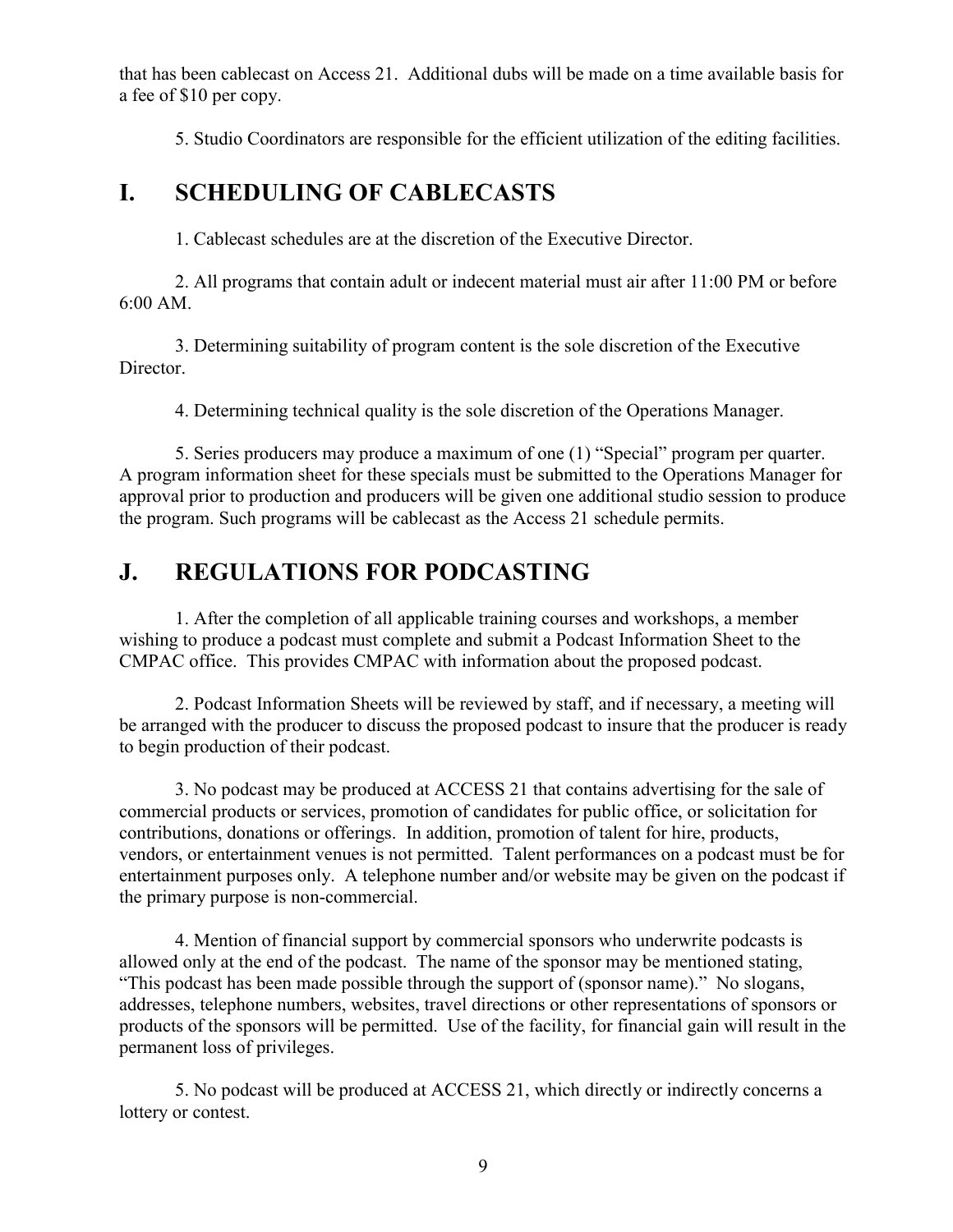that has been cablecast on Access 21. Additional dubs will be made on a time available basis for a fee of $10 per copy.

5. Studio Coordinators are responsible for the efficient utilization of the editing facilities.

## I. SCHEDULING OF CABLECASTS

1. Cablecast schedules are at the discretion of the Executive Director.

2. All programs that contain adult or indecent material must air after 11:00 PM or before 6:00 AM.

3. Determining suitability of program content is the sole discretion of the Executive Director.

4. Determining technical quality is the sole discretion of the Operations Manager.

5. Series producers may produce a maximum of one (1) "Special" program per quarter. A program information sheet for these specials must be submitted to the Operations Manager for approval prior to production and producers will be given one additional studio session to produce the program. Such programs will be cablecast as the Access 21 schedule permits.

## J. REGULATIONS FOR PODCASTING

1. After the completion of all applicable training courses and workshops, a member wishing to produce a podcast must complete and submit a Podcast Information Sheet to the CMPAC office. This provides CMPAC with information about the proposed podcast.

2. Podcast Information Sheets will be reviewed by staff, and if necessary, a meeting will be arranged with the producer to discuss the proposed podcast to insure that the producer is ready to begin production of their podcast.

3. No podcast may be produced at ACCESS 21 that contains advertising for the sale of commercial products or services, promotion of candidates for public office, or solicitation for contributions, donations or offerings. In addition, promotion of talent for hire, products, vendors, or entertainment venues is not permitted. Talent performances on a podcast must be for entertainment purposes only. A telephone number and/or website may be given on the podcast if the primary purpose is non-commercial.

4. Mention of financial support by commercial sponsors who underwrite podcasts is allowed only at the end of the podcast. The name of the sponsor may be mentioned stating, "This podcast has been made possible through the support of (sponsor name)." No slogans, addresses, telephone numbers, websites, travel directions or other representations of sponsors or products of the sponsors will be permitted. Use of the facility, for financial gain will result in the permanent loss of privileges.

5. No podcast will be produced at ACCESS 21, which directly or indirectly concerns a lottery or contest.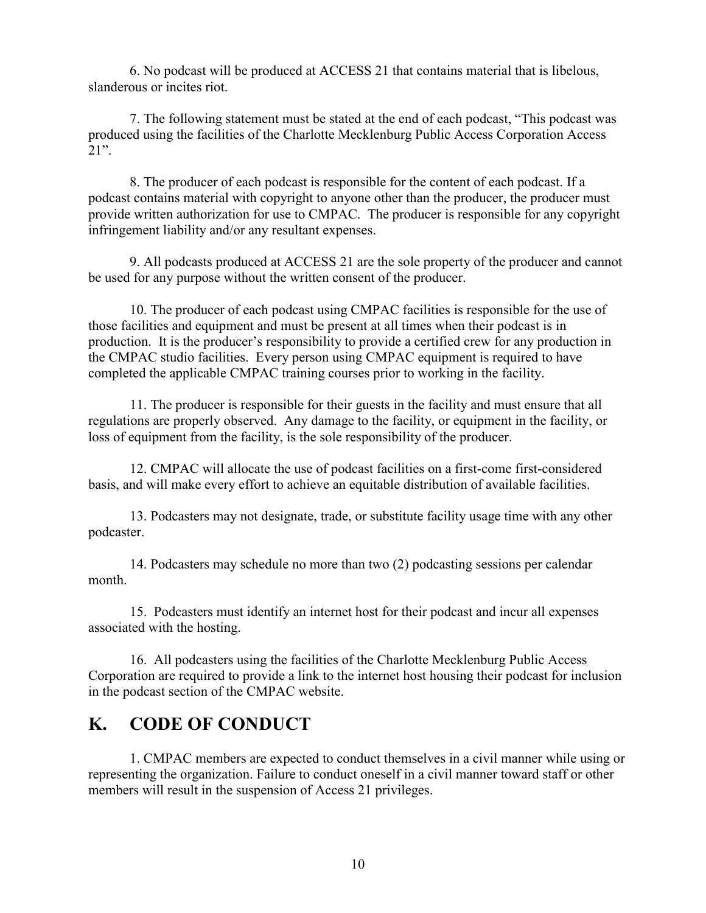6. No podcast will be produced at ACCESS 21 that contains material that is libelous, slanderous or incites riot.

7. The following statement must be stated at the end of each podcast, "This podcast was produced using the facilities of the Charlotte Mecklenburg Public Access Corporation Access 21".

8. The producer of each podcast is responsible for the content of each podcast. If a podcast contains material with copyright to anyone other than the producer, the producer must provide written authorization for use to CMPAC. The producer is responsible for any copyright infringement liability and/or any resultant expenses.

9. All podcasts produced at ACCESS 21 are the sole property of the producer and cannot be used for any purpose without the written consent of the producer.

10. The producer of each podcast using CMPAC facilities is responsible for the use of those facilities and equipment and must be present at all times when their podcast is in production. It is the producer's responsibility to provide a certified crew for any production in the CMPAC studio facilities. Every person using CMPAC equipment is required to have completed the applicable CMPAC training courses prior to working in the facility.

11. The producer is responsible for their guests in the facility and must ensure that all regulations are properly observed. Any damage to the facility, or equipment in the facility, or loss of equipment from the facility, is the sole responsibility of the producer.

12. CMPAC will allocate the use of podcast facilities on a first-come first-considered basis, and will make every effort to achieve an equitable distribution of available facilities.

13. Podcasters may not designate, trade, or substitute facility usage time with any other podcaster.

14. Podcasters may schedule no more than two (2) podcasting sessions per calendar month.

15. Podcasters must identify an internet host for their podcast and incur all expenses associated with the hosting.

16. All podcasters using the facilities of the Charlotte Mecklenburg Public Access Corporation are required to provide a link to the internet host housing their podcast for inclusion in the podcast section of the CMPAC website.

## K. CODE OF CONDUCT

1. CMPAC members are expected to conduct themselves in a civil manner while using or representing the organization. Failure to conduct oneself in a civil manner toward staff or other members will result in the suspension of Access 21 privileges.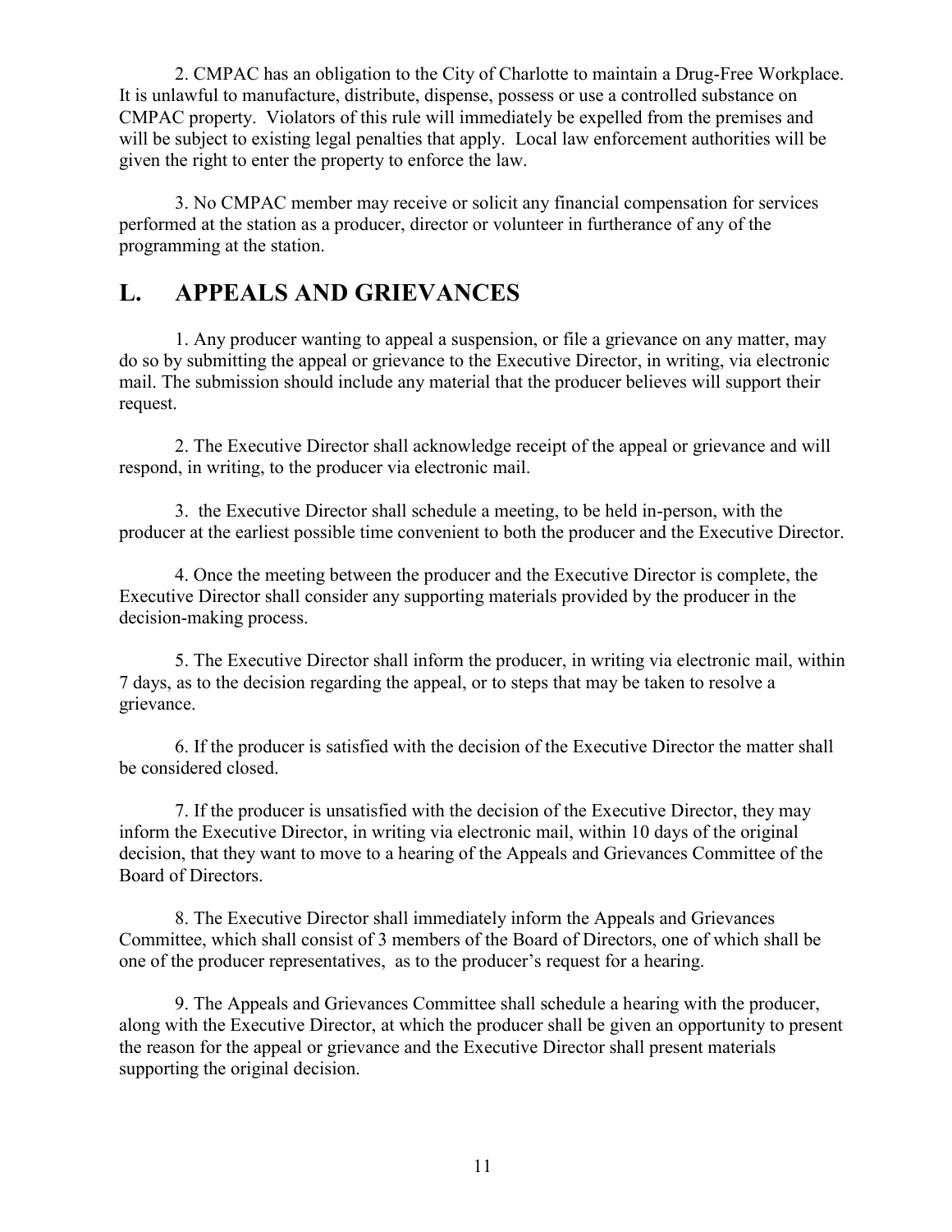2. CMPAC has an obligation to the City of Charlotte to maintain a Drug-Free Workplace. It is unlawful to manufacture, distribute, dispense, possess or use a controlled substance on CMPAC property. Violators of this rule will immediately be expelled from the premises and will be subject to existing legal penalties that apply. Local law enforcement authorities will be given the right to enter the property to enforce the law.

3. No CMPAC member may receive or solicit any financial compensation for services performed at the station as a producer, director or volunteer in furtherance of any of the programming at the station.

## L. APPEALS AND GRIEVANCES

1. Any producer wanting to appeal a suspension, or file a grievance on any matter, may do so by submitting the appeal or grievance to the Executive Director, in writing, via electronic mail. The submission should include any material that the producer believes will support their request.

2. The Executive Director shall acknowledge receipt of the appeal or grievance and will respond, in writing, to the producer via electronic mail.

3. the Executive Director shall schedule a meeting, to be held in-person, with the producer at the earliest possible time convenient to both the producer and the Executive Director.

4. Once the meeting between the producer and the Executive Director is complete, the Executive Director shall consider any supporting materials provided by the producer in the decision-making process.

5. The Executive Director shall inform the producer, in writing via electronic mail, within 7 days, as to the decision regarding the appeal, or to steps that may be taken to resolve a grievance.

6. If the producer is satisfied with the decision of the Executive Director the matter shall be considered closed.

7. If the producer is unsatisfied with the decision of the Executive Director, they may inform the Executive Director, in writing via electronic mail, within 10 days of the original decision, that they want to move to a hearing of the Appeals and Grievances Committee of the Board of Directors.

8. The Executive Director shall immediately inform the Appeals and Grievances Committee, which shall consist of 3 members of the Board of Directors, one of which shall be one of the producer representatives, as to the producer's request for a hearing.

9. The Appeals and Grievances Committee shall schedule a hearing with the producer, along with the Executive Director, at which the producer shall be given an opportunity to present the reason for the appeal or grievance and the Executive Director shall present materials supporting the original decision.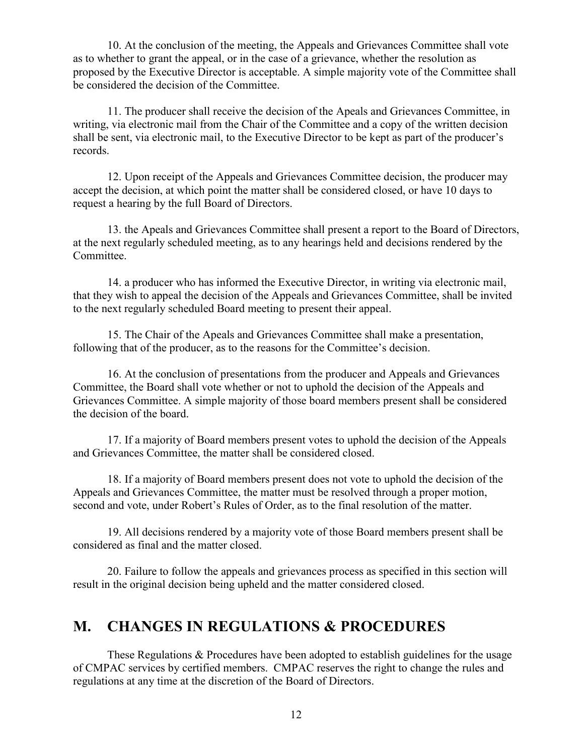10. At the conclusion of the meeting, the Appeals and Grievances Committee shall vote as to whether to grant the appeal, or in the case of a grievance, whether the resolution as proposed by the Executive Director is acceptable. A simple majority vote of the Committee shall be considered the decision of the Committee.

11. The producer shall receive the decision of the Apeals and Grievances Committee, in writing, via electronic mail from the Chair of the Committee and a copy of the written decision shall be sent, via electronic mail, to the Executive Director to be kept as part of the producer's records.

12. Upon receipt of the Appeals and Grievances Committee decision, the producer may accept the decision, at which point the matter shall be considered closed, or have 10 days to request a hearing by the full Board of Directors.

13. the Apeals and Grievances Committee shall present a report to the Board of Directors, at the next regularly scheduled meeting, as to any hearings held and decisions rendered by the Committee.

14. a producer who has informed the Executive Director, in writing via electronic mail, that they wish to appeal the decision of the Appeals and Grievances Committee, shall be invited to the next regularly scheduled Board meeting to present their appeal.

15. The Chair of the Apeals and Grievances Committee shall make a presentation, following that of the producer, as to the reasons for the Committee's decision.

16. At the conclusion of presentations from the producer and Appeals and Grievances Committee, the Board shall vote whether or not to uphold the decision of the Appeals and Grievances Committee. A simple majority of those board members present shall be considered the decision of the board.

17. If a majority of Board members present votes to uphold the decision of the Appeals and Grievances Committee, the matter shall be considered closed.

18. If a majority of Board members present does not vote to uphold the decision of the Appeals and Grievances Committee, the matter must be resolved through a proper motion, second and vote, under Robert's Rules of Order, as to the final resolution of the matter.

19. All decisions rendered by a majority vote of those Board members present shall be considered as final and the matter closed.

20. Failure to follow the appeals and grievances process as specified in this section will result in the original decision being upheld and the matter considered closed.

## M. CHANGES IN REGULATIONS & PROCEDURES

These Regulations & Procedures have been adopted to establish guidelines for the usage of CMPAC services by certified members. CMPAC reserves the right to change the rules and regulations at any time at the discretion of the Board of Directors.